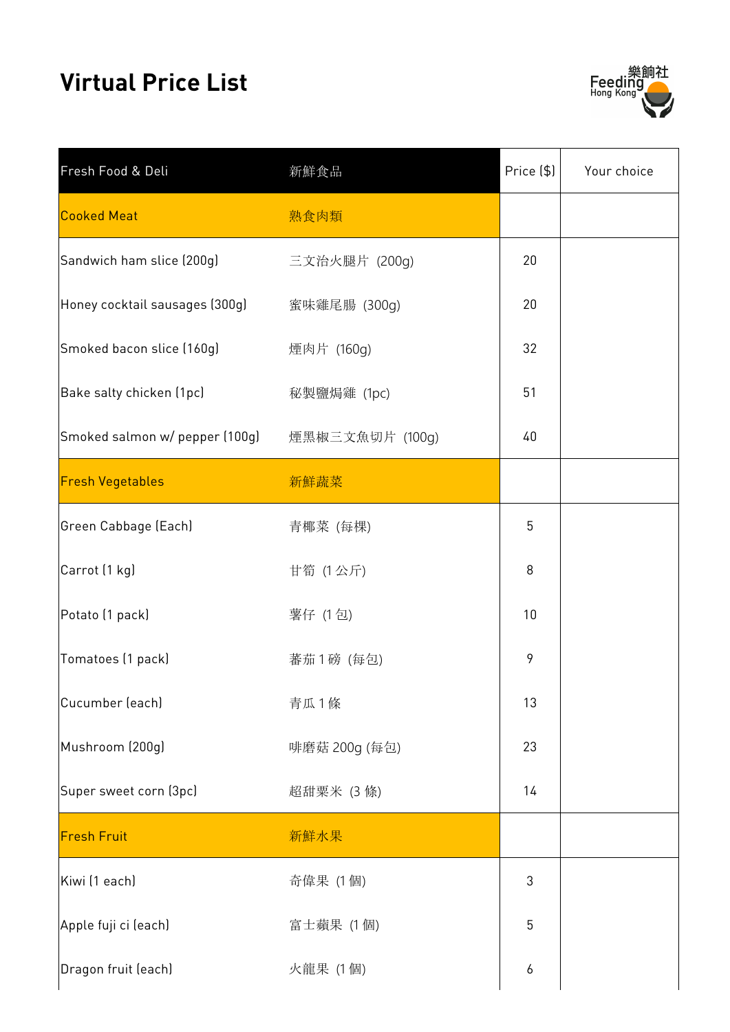# Virtual Price List

| Fresh Food & Deli | 新鮮食品 | Price ($) | Your choice |
|---|---|---|---|
| Cooked Meat | 熟食肉類 | | |
| Sandwich ham slice (200g) | 三文治火腿片 (200g) | 20 | |
| Honey cocktail sausages (300g) | 蜜味雞尾腸 (300g) | 20 | |
| Smoked bacon slice (160g) | 煙肉片 (160g) | 32 | |
| Bake salty chicken (1pc) | 秘製鹽焗雞 (1pc) | 51 | |
| Smoked salmon w/ pepper (100g) | 煙黑椒三文魚切片 (100g) | 40 | |
| Fresh Vegetables | 新鮮蔬菜 | | |
| Green Cabbage (Each) | 青椰菜 (每棵) | 5 | |
| Carrot (1 kg) | 甘筍 (1 公斤) | 8 | |
| Potato (1 pack) | 薯仔 (1 包) | 10 | |
| Tomatoes (1 pack) | 蕃茄 1 磅 (每包) | 9 | |
| Cucumber (each) | 青瓜 1 條 | 13 | |
| Mushroom (200g) | 啡磨菇 200g (每包) | 23 | |
| Super sweet corn (3pc) | 超甜粟米 (3 條) | 14 | |
| Fresh Fruit | 新鮮水果 | | |
| Kiwi (1 each) | 奇偉果 (1 個) | 3 | |
| Apple fuji ci (each) | 富士蘋果 (1 個) | 5 | |
| Dragon fruit (each) | 火龍果 (1 個) | 6 | |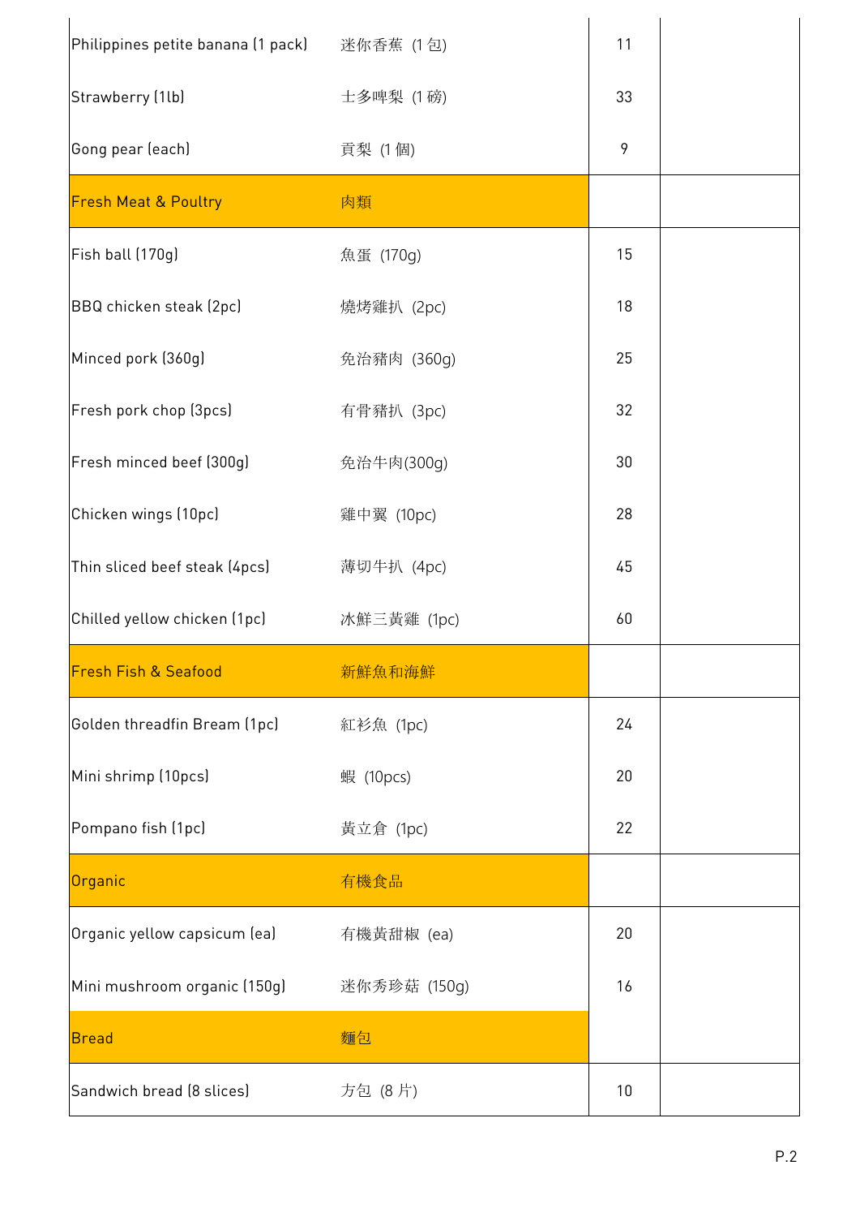| | | | |
|---|---|---|---|
| Philippines petite banana (1 pack) | 迷你香蕉 (1 包) | 11 | |
| Strawberry (1lb) | 士多啤梨 (1 磅) | 33 | |
| Gong pear (each) | 貢梨 (1 個) | 9 | |
| Fresh Meat & Poultry | 肉類 | | |
| Fish ball (170g) | 魚蛋 (170g) | 15 | |
| BBQ chicken steak (2pc) | 燒烤雞扒 (2pc) | 18 | |
| Minced pork (360g) | 免治豬肉 (360g) | 25 | |
| Fresh pork chop (3pcs) | 有骨豬扒 (3pc) | 32 | |
| Fresh minced beef (300g) | 免治牛肉(300g) | 30 | |
| Chicken wings (10pc) | 雞中翼 (10pc) | 28 | |
| Thin sliced beef steak (4pcs) | 薄切牛扒 (4pc) | 45 | |
| Chilled yellow chicken (1pc) | 冰鮮三黃雞 (1pc) | 60 | |
| Fresh Fish & Seafood | 新鮮魚和海鮮 | | |
| Golden threadfin Bream (1pc) | 紅衫魚 (1pc) | 24 | |
| Mini shrimp (10pcs) | 蝦 (10pcs) | 20 | |
| Pompano fish (1pc) | 黃立倉 (1pc) | 22 | |
| Organic | 有機食品 | | |
| Organic yellow capsicum (ea) | 有機黃甜椒 (ea) | 20 | |
| Mini mushroom organic (150g) | 迷你秀珍菇 (150g) | 16 | |
| Bread | 麵包 | | |
| Sandwich bread (8 slices) | 方包 (8 片) | 10 | |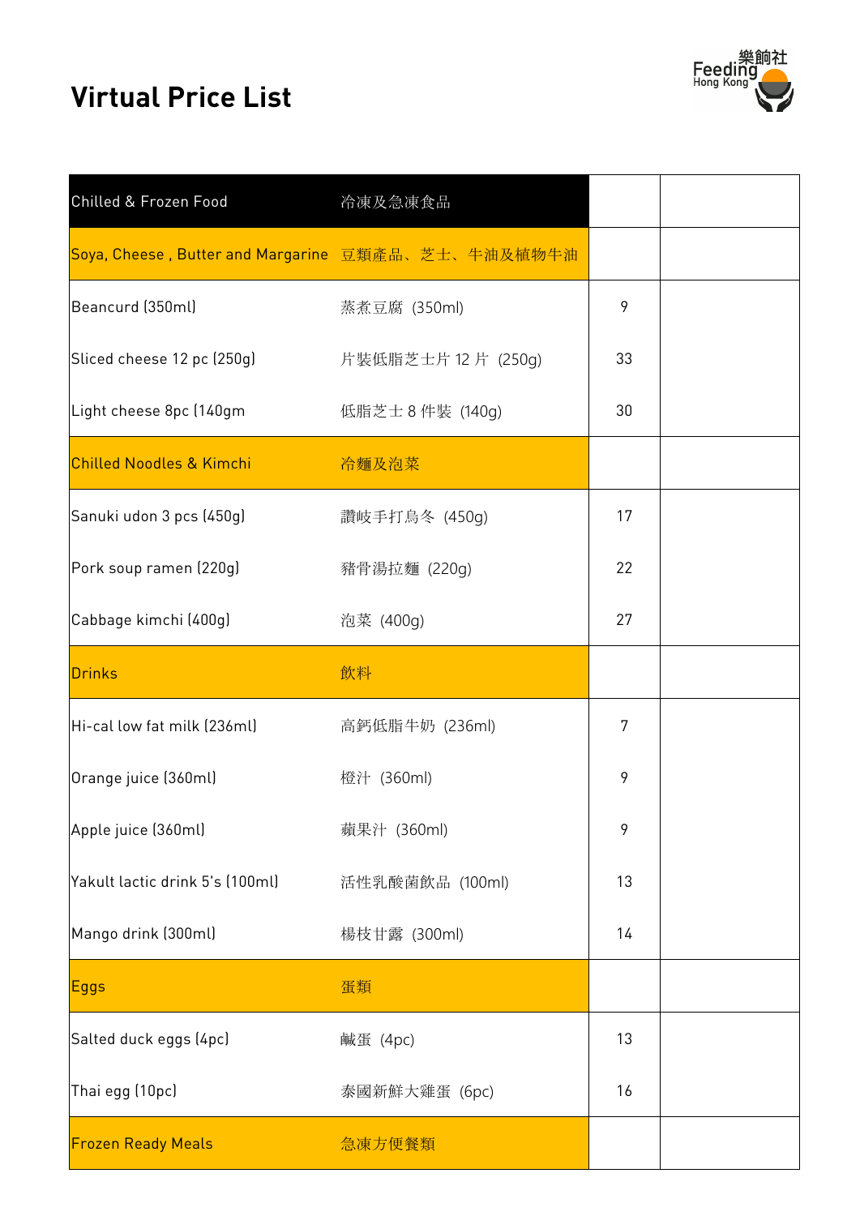# Virtual Price List

| Chilled & Frozen Food | 冷凍及急凍食品 | | |
|---|---|---|---|
| Soya, Cheese , Butter and Margarine | 豆類產品、芝士、牛油及植物牛油 | | |
| Beancurd (350ml) | 蒸煮豆腐 (350ml) | 9 | |
| Sliced cheese 12 pc (250g) | 片裝低脂芝士片 12 片 (250g) | 33 | |
| Light cheese 8pc (140gm | 低脂芝士 8 件裝 (140g) | 30 | |
| Chilled Noodles & Kimchi | 冷麵及泡菜 | | |
| Sanuki udon 3 pcs (450g) | 讚岐手打烏冬 (450g) | 17 | |
| Pork soup ramen (220g) | 豬骨湯拉麵 (220g) | 22 | |
| Cabbage kimchi (400g) | 泡菜 (400g) | 27 | |
| Drinks | 飲料 | | |
| Hi-cal low fat milk (236ml) | 高鈣低脂牛奶 (236ml) | 7 | |
| Orange juice (360ml) | 橙汁 (360ml) | 9 | |
| Apple juice (360ml) | 蘋果汁 (360ml) | 9 | |
| Yakult lactic drink 5's (100ml) | 活性乳酸菌飲品 (100ml) | 13 | |
| Mango drink (300ml) | 楊枝甘露 (300ml) | 14 | |
| Eggs | 蛋類 | | |
| Salted duck eggs (4pc) | 鹹蛋 (4pc) | 13 | |
| Thai egg (10pc) | 泰國新鮮大雞蛋 (6pc) | 16 | |
| Frozen Ready Meals | 急凍方便餐類 | | |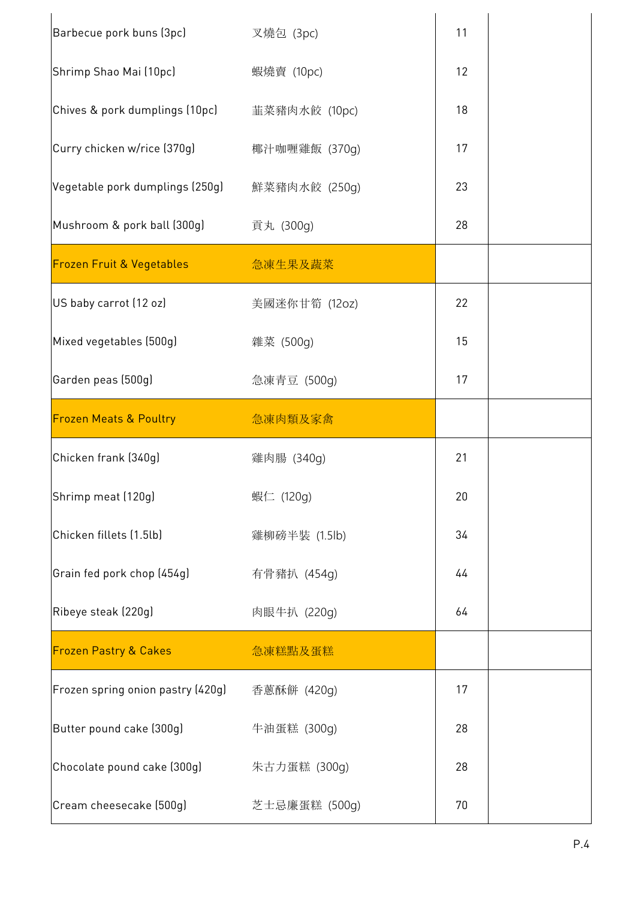| | | | |
|---|---|---|---|
| Barbecue pork buns (3pc) | 叉燒包 (3pc) | 11 | |
| Shrimp Shao Mai (10pc) | 蝦燒賣 (10pc) | 12 | |
| Chives & pork dumplings (10pc) | 韮菜豬肉水餃 (10pc) | 18 | |
| Curry chicken w/rice (370g) | 椰汁咖喱雞飯 (370g) | 17 | |
| Vegetable pork dumplings (250g) | 鮮菜豬肉水餃 (250g) | 23 | |
| Mushroom & pork ball (300g) | 貢丸 (300g) | 28 | |
| Frozen Fruit & Vegetables | 急凍生果及蔬菜 | | |
| US baby carrot (12 oz) | 美國迷你甘筍 (12oz) | 22 | |
| Mixed vegetables (500g) | 雜菜 (500g) | 15 | |
| Garden peas (500g) | 急凍青豆 (500g) | 17 | |
| Frozen Meats & Poultry | 急凍肉類及家禽 | | |
| Chicken frank (340g) | 雞肉腸 (340g) | 21 | |
| Shrimp meat (120g) | 蝦仁 (120g) | 20 | |
| Chicken fillets (1.5lb) | 雞柳磅半裝 (1.5lb) | 34 | |
| Grain fed pork chop (454g) | 有骨豬扒 (454g) | 44 | |
| Ribeye steak (220g) | 肉眼牛扒 (220g) | 64 | |
| Frozen Pastry & Cakes | 急凍糕點及蛋糕 | | |
| Frozen spring onion pastry (420g) | 香蔥酥餅 (420g) | 17 | |
| Butter pound cake (300g) | 牛油蛋糕 (300g) | 28 | |
| Chocolate pound cake (300g) | 朱古力蛋糕 (300g) | 28 | |
| Cream cheesecake (500g) | 芝士忌廉蛋糕 (500g) | 70 | |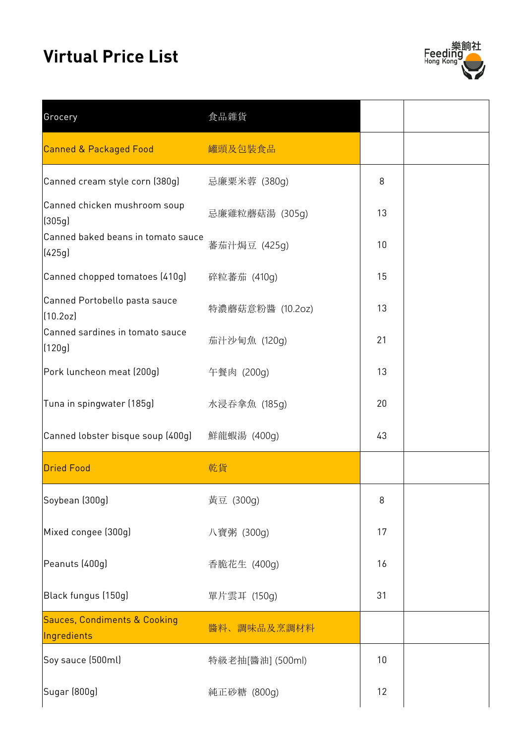# Virtual Price List

| Grocery | 食品雜貨 | | |
|---|---|---|---|
| Canned & Packaged Food | 罐頭及包裝食品 | | |
| Canned cream style corn (380g) | 忌廉粟米蓉 (380g) | 8 | |
| Canned chicken mushroom soup (305g) | 忌廉雞粒蘑菇湯 (305g) | 13 | |
| Canned baked beans in tomato sauce (425g) | 蕃茄汁焗豆 (425g) | 10 | |
| Canned chopped tomatoes (410g) | 碎粒蕃茄 (410g) | 15 | |
| Canned Portobello pasta sauce (10.2oz) | 特濃蘑菇意粉醬 (10.2oz) | 13 | |
| Canned sardines in tomato sauce (120g) | 茄汁沙甸魚 (120g) | 21 | |
| Pork luncheon meat (200g) | 午餐肉 (200g) | 13 | |
| Tuna in spingwater (185g) | 水浸吞拿魚 (185g) | 20 | |
| Canned lobster bisque soup (400g) | 鮮龍蝦湯 (400g) | 43 | |
| Dried Food | 乾貨 | | |
| Soybean (300g) | 黃豆 (300g) | 8 | |
| Mixed congee (300g) | 八寶粥 (300g) | 17 | |
| Peanuts (400g) | 香脆花生 (400g) | 16 | |
| Black fungus (150g) | 單片雲耳 (150g) | 31 | |
| Sauces, Condiments & Cooking Ingredients | 醬料、調味品及烹調材料 | | |
| Soy sauce (500ml) | 特級老抽[醬油] (500ml) | 10 | |
| Sugar (800g) | 純正砂糖 (800g) | 12 | |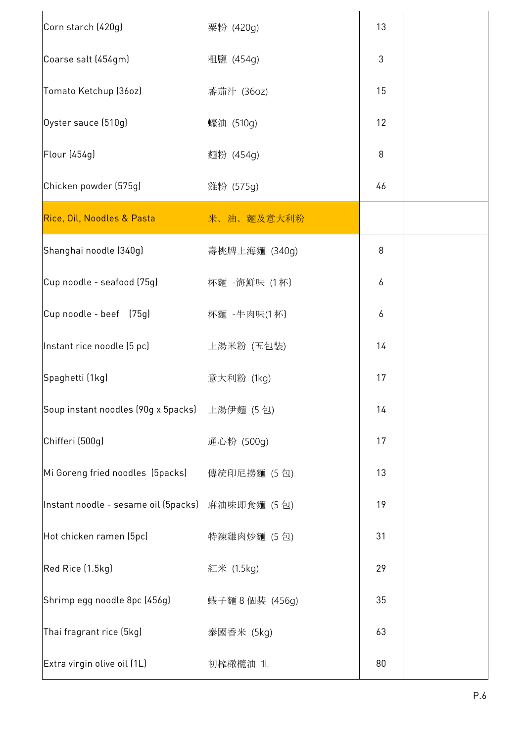| | | | |
|---|---|---|---|
| Corn starch (420g) | 粟粉 (420g) | 13 | |
| Coarse salt (454gm) | 粗鹽 (454g) | 3 | |
| Tomato Ketchup (36oz) | 蕃茄汁 (36oz) | 15 | |
| Oyster sauce (510g) | 蠔油 (510g) | 12 | |
| Flour (454g) | 麵粉 (454g) | 8 | |
| Chicken powder (575g) | 雞粉 (575g) | 46 | |
| Rice, Oil, Noodles & Pasta | 米、油、麵及意大利粉 | | |
| Shanghai noodle (340g) | 壽桃牌上海麵 (340g) | 8 | |
| Cup noodle - seafood (75g) | 杯麵 -海鮮味 (1 杯) | 6 | |
| Cup noodle - beef (75g) | 杯麵 -牛肉味(1 杯) | 6 | |
| Instant rice noodle (5 pc) | 上湯米粉 (五包裝) | 14 | |
| Spaghetti (1kg) | 意大利粉 (1kg) | 17 | |
| Soup instant noodles (90g x 5packs) | 上湯伊麵 (5 包) | 14 | |
| Chifferi (500g) | 通心粉 (500g) | 17 | |
| Mi Goreng fried noodles (5packs) | 傳統印尼撈麵 (5 包) | 13 | |
| Instant noodle - sesame oil (5packs) | 麻油味即食麵 (5 包) | 19 | |
| Hot chicken ramen (5pc) | 特辣雞肉炒麵 (5 包) | 31 | |
| Red Rice (1.5kg) | 紅米 (1.5kg) | 29 | |
| Shrimp egg noodle 8pc (456g) | 蝦子麵 8 個裝 (456g) | 35 | |
| Thai fragrant rice (5kg) | 泰國香米 (5kg) | 63 | |
| Extra virgin olive oil (1L) | 初榨橄欖油 1L | 80 | |